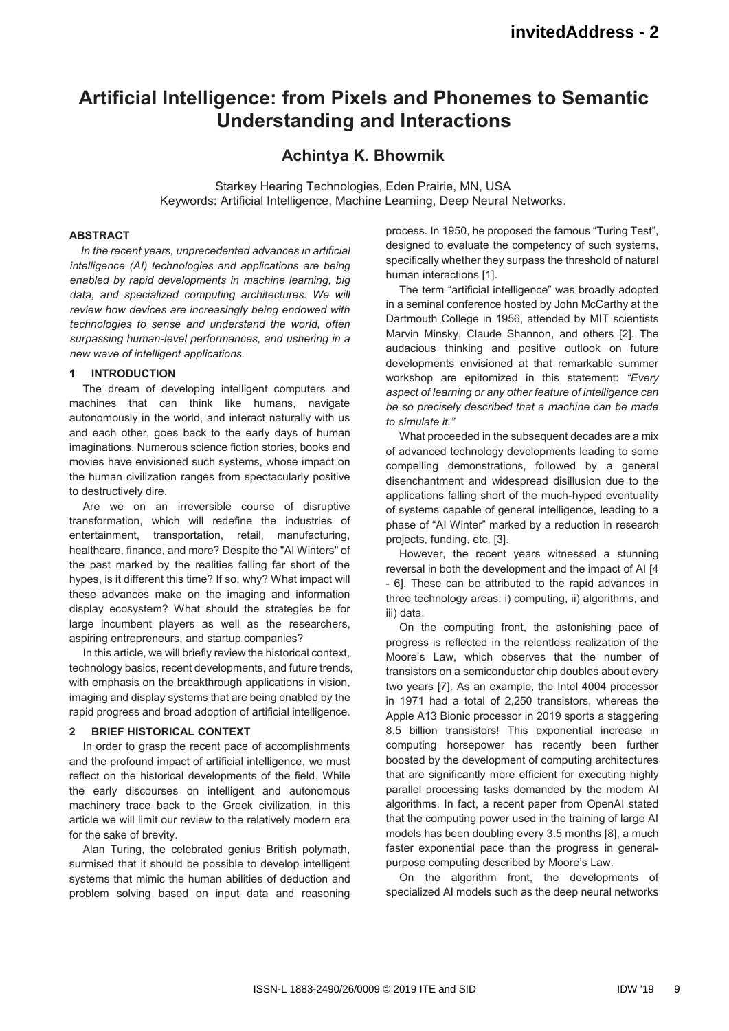# Artificial Intelligence: from Pixels and Phonemes to Semantic Understanding and Interactions

## Achintya K. Bhowmik

Starkey Hearing Technologies, Eden Prairie, MN, USA
Keywords: Artificial Intelligence, Machine Learning, Deep Neural Networks.

### ABSTRACT

*In the recent years, unprecedented advances in artificial intelligence (AI) technologies and applications are being enabled by rapid developments in machine learning, big data, and specialized computing architectures. We will review how devices are increasingly being endowed with technologies to sense and understand the world, often surpassing human-level performances, and ushering in a new wave of intelligent applications.*

### 1 INTRODUCTION

The dream of developing intelligent computers and machines that can think like humans, navigate autonomously in the world, and interact naturally with us and each other, goes back to the early days of human imaginations. Numerous science fiction stories, books and movies have envisioned such systems, whose impact on the human civilization ranges from spectacularly positive to destructively dire.

Are we on an irreversible course of disruptive transformation, which will redefine the industries of entertainment, transportation, retail, manufacturing, healthcare, finance, and more? Despite the "AI Winters" of the past marked by the realities falling far short of the hypes, is it different this time? If so, why? What impact will these advances make on the imaging and information display ecosystem? What should the strategies be for large incumbent players as well as the researchers, aspiring entrepreneurs, and startup companies?

In this article, we will briefly review the historical context, technology basics, recent developments, and future trends, with emphasis on the breakthrough applications in vision, imaging and display systems that are being enabled by the rapid progress and broad adoption of artificial intelligence.

### 2 BRIEF HISTORICAL CONTEXT

In order to grasp the recent pace of accomplishments and the profound impact of artificial intelligence, we must reflect on the historical developments of the field. While the early discourses on intelligent and autonomous machinery trace back to the Greek civilization, in this article we will limit our review to the relatively modern era for the sake of brevity.

Alan Turing, the celebrated genius British polymath, surmised that it should be possible to develop intelligent systems that mimic the human abilities of deduction and problem solving based on input data and reasoning process. In 1950, he proposed the famous "Turing Test", designed to evaluate the competency of such systems, specifically whether they surpass the threshold of natural human interactions [1].

The term "artificial intelligence" was broadly adopted in a seminal conference hosted by John McCarthy at the Dartmouth College in 1956, attended by MIT scientists Marvin Minsky, Claude Shannon, and others [2]. The audacious thinking and positive outlook on future developments envisioned at that remarkable summer workshop are epitomized in this statement: *"Every aspect of learning or any other feature of intelligence can be so precisely described that a machine can be made to simulate it."*

What proceeded in the subsequent decades are a mix of advanced technology developments leading to some compelling demonstrations, followed by a general disenchantment and widespread disillusion due to the applications falling short of the much-hyped eventuality of systems capable of general intelligence, leading to a phase of "AI Winter" marked by a reduction in research projects, funding, etc. [3].

However, the recent years witnessed a stunning reversal in both the development and the impact of AI [4 - 6]. These can be attributed to the rapid advances in three technology areas: i) computing, ii) algorithms, and iii) data.

On the computing front, the astonishing pace of progress is reflected in the relentless realization of the Moore's Law, which observes that the number of transistors on a semiconductor chip doubles about every two years [7]. As an example, the Intel 4004 processor in 1971 had a total of 2,250 transistors, whereas the Apple A13 Bionic processor in 2019 sports a staggering 8.5 billion transistors! This exponential increase in computing horsepower has recently been further boosted by the development of computing architectures that are significantly more efficient for executing highly parallel processing tasks demanded by the modern AI algorithms. In fact, a recent paper from OpenAI stated that the computing power used in the training of large AI models has been doubling every 3.5 months [8], a much faster exponential pace than the progress in general-purpose computing described by Moore's Law.

On the algorithm front, the developments of specialized AI models such as the deep neural networks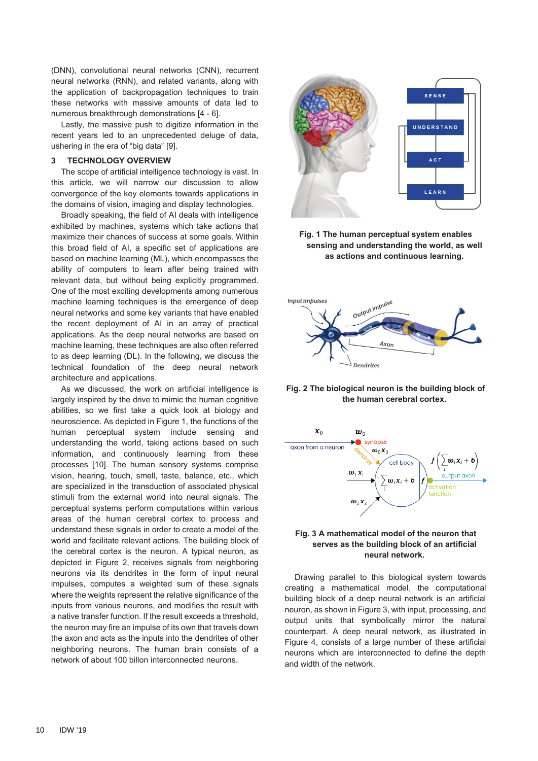(DNN), convolutional neural networks (CNN), recurrent neural networks (RNN), and related variants, along with the application of backpropagation techniques to train these networks with massive amounts of data led to numerous breakthrough demonstrations [4 - 6].

Lastly, the massive push to digitize information in the recent years led to an unprecedented deluge of data, ushering in the era of "big data" [9].

## 3 TECHNOLOGY OVERVIEW

The scope of artificial intelligence technology is vast. In this article, we will narrow our discussion to allow convergence of the key elements towards applications in the domains of vision, imaging and display technologies.

Broadly speaking, the field of AI deals with intelligence exhibited by machines, systems which take actions that maximize their chances of success at some goals. Within this broad field of AI, a specific set of applications are based on machine learning (ML), which encompasses the ability of computers to learn after being trained with relevant data, but without being explicitly programmed. One of the most exciting developments among numerous machine learning techniques is the emergence of deep neural networks and some key variants that have enabled the recent deployment of AI in an array of practical applications. As the deep neural networks are based on machine learning, these techniques are also often referred to as deep learning (DL). In the following, we discuss the technical foundation of the deep neural network architecture and applications.

As we discussed, the work on artificial intelligence is largely inspired by the drive to mimic the human cognitive abilities, so we first take a quick look at biology and neuroscience. As depicted in Figure 1, the functions of the human perceptual system include sensing and understanding the world, taking actions based on such information, and continuously learning from these processes [10]. The human sensory systems comprise vision, hearing, touch, smell, taste, balance, etc., which are specialized in the transduction of associated physical stimuli from the external world into neural signals. The perceptual systems perform computations within various areas of the human cerebral cortex to process and understand these signals in order to create a model of the world and facilitate relevant actions. The building block of the cerebral cortex is the neuron. A typical neuron, as depicted in Figure 2, receives signals from neighboring neurons via its dendrites in the form of input neural impulses, computes a weighted sum of these signals where the weights represent the relative significance of the inputs from various neurons, and modifies the result with a native transfer function. If the result exceeds a threshold, the neuron may fire an impulse of its own that travels down the axon and acts as the inputs into the dendrites of other neighboring neurons. The human brain consists of a network of about 100 billon interconnected neurons.

**Fig. 1 The human perceptual system enables sensing and understanding the world, as well as actions and continuous learning.**

**Fig. 2 The biological neuron is the building block of the human cerebral cortex.**

**Fig. 3 A mathematical model of the neuron that serves as the building block of an artificial neural network.**

Drawing parallel to this biological system towards creating a mathematical model, the computational building block of a deep neural network is an artificial neuron, as shown in Figure 3, with input, processing, and output units that symbolically mirror the natural counterpart. A deep neural network, as illustrated in Figure 4, consists of a large number of these artificial neurons which are interconnected to define the depth and width of the network.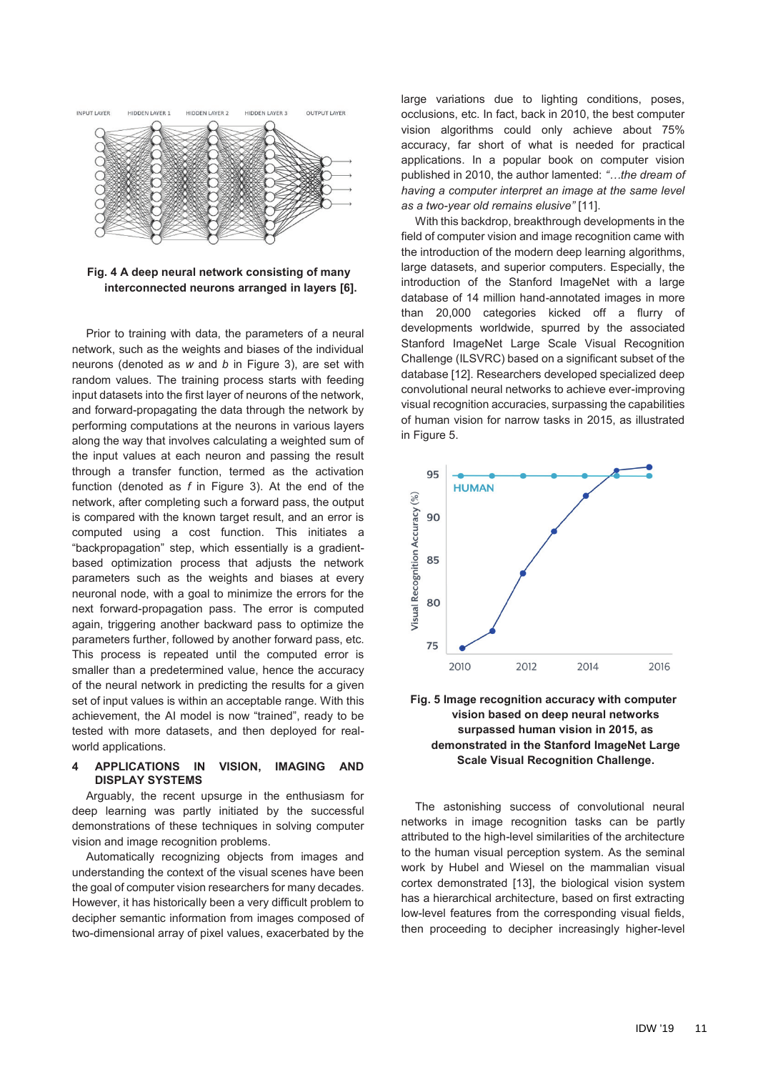**Fig. 4 A deep neural network consisting of many interconnected neurons arranged in layers [6].**

Prior to training with data, the parameters of a neural network, such as the weights and biases of the individual neurons (denoted as $w$ and $b$ in Figure 3), are set with random values. The training process starts with feeding input datasets into the first layer of neurons of the network, and forward-propagating the data through the network by performing computations at the neurons in various layers along the way that involves calculating a weighted sum of the input values at each neuron and passing the result through a transfer function, termed as the activation function (denoted as $f$ in Figure 3). At the end of the network, after completing such a forward pass, the output is compared with the known target result, and an error is computed using a cost function. This initiates a "backpropagation" step, which essentially is a gradient-based optimization process that adjusts the network parameters such as the weights and biases at every neuronal node, with a goal to minimize the errors for the next forward-propagation pass. The error is computed again, triggering another backward pass to optimize the parameters further, followed by another forward pass, etc. This process is repeated until the computed error is smaller than a predetermined value, hence the accuracy of the neural network in predicting the results for a given set of input values is within an acceptable range. With this achievement, the AI model is now "trained", ready to be tested with more datasets, and then deployed for real-world applications.

## 4 APPLICATIONS IN VISION, IMAGING AND DISPLAY SYSTEMS

Arguably, the recent upsurge in the enthusiasm for deep learning was partly initiated by the successful demonstrations of these techniques in solving computer vision and image recognition problems.

Automatically recognizing objects from images and understanding the context of the visual scenes have been the goal of computer vision researchers for many decades. However, it has historically been a very difficult problem to decipher semantic information from images composed of two-dimensional array of pixel values, exacerbated by the large variations due to lighting conditions, poses, occlusions, etc. In fact, back in 2010, the best computer vision algorithms could only achieve about 75% accuracy, far short of what is needed for practical applications. In a popular book on computer vision published in 2010, the author lamented: *"…the dream of having a computer interpret an image at the same level as a two-year old remains elusive"* [11].

With this backdrop, breakthrough developments in the field of computer vision and image recognition came with the introduction of the modern deep learning algorithms, large datasets, and superior computers. Especially, the introduction of the Stanford ImageNet with a large database of 14 million hand-annotated images in more than 20,000 categories kicked off a flurry of developments worldwide, spurred by the associated Stanford ImageNet Large Scale Visual Recognition Challenge (ILSVRC) based on a significant subset of the database [12]. Researchers developed specialized deep convolutional neural networks to achieve ever-improving visual recognition accuracies, surpassing the capabilities of human vision for narrow tasks in 2015, as illustrated in Figure 5.

**Fig. 5 Image recognition accuracy with computer vision based on deep neural networks surpassed human vision in 2015, as demonstrated in the Stanford ImageNet Large Scale Visual Recognition Challenge.**

The astonishing success of convolutional neural networks in image recognition tasks can be partly attributed to the high-level similarities of the architecture to the human visual perception system. As the seminal work by Hubel and Wiesel on the mammalian visual cortex demonstrated [13], the biological vision system has a hierarchical architecture, based on first extracting low-level features from the corresponding visual fields, then proceeding to decipher increasingly higher-level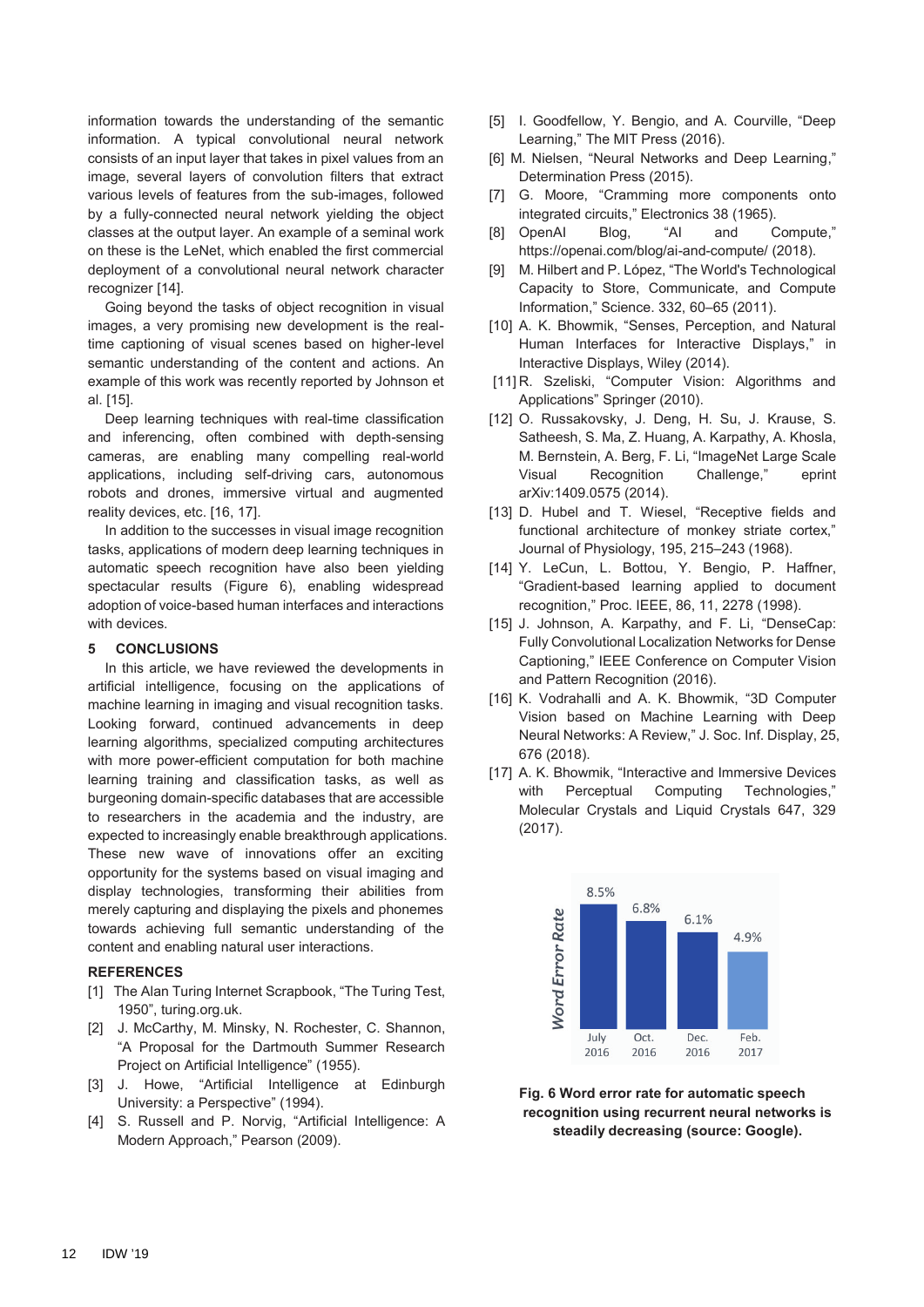information towards the understanding of the semantic information. A typical convolutional neural network consists of an input layer that takes in pixel values from an image, several layers of convolution filters that extract various levels of features from the sub-images, followed by a fully-connected neural network yielding the object classes at the output layer. An example of a seminal work on these is the LeNet, which enabled the first commercial deployment of a convolutional neural network character recognizer [14].

Going beyond the tasks of object recognition in visual images, a very promising new development is the real-time captioning of visual scenes based on higher-level semantic understanding of the content and actions. An example of this work was recently reported by Johnson et al. [15].

Deep learning techniques with real-time classification and inferencing, often combined with depth-sensing cameras, are enabling many compelling real-world applications, including self-driving cars, autonomous robots and drones, immersive virtual and augmented reality devices, etc. [16, 17].

In addition to the successes in visual image recognition tasks, applications of modern deep learning techniques in automatic speech recognition have also been yielding spectacular results (Figure 6), enabling widespread adoption of voice-based human interfaces and interactions with devices.

## 5 CONCLUSIONS

In this article, we have reviewed the developments in artificial intelligence, focusing on the applications of machine learning in imaging and visual recognition tasks. Looking forward, continued advancements in deep learning algorithms, specialized computing architectures with more power-efficient computation for both machine learning training and classification tasks, as well as burgeoning domain-specific databases that are accessible to researchers in the academia and the industry, are expected to increasingly enable breakthrough applications. These new wave of innovations offer an exciting opportunity for the systems based on visual imaging and display technologies, transforming their abilities from merely capturing and displaying the pixels and phonemes towards achieving full semantic understanding of the content and enabling natural user interactions.

## REFERENCES

[1] The Alan Turing Internet Scrapbook, "The Turing Test, 1950", turing.org.uk.

[2] J. McCarthy, M. Minsky, N. Rochester, C. Shannon, "A Proposal for the Dartmouth Summer Research Project on Artificial Intelligence" (1955).

[3] J. Howe, "Artificial Intelligence at Edinburgh University: a Perspective" (1994).

[4] S. Russell and P. Norvig, "Artificial Intelligence: A Modern Approach," Pearson (2009).

[5] I. Goodfellow, Y. Bengio, and A. Courville, "Deep Learning," The MIT Press (2016).

[6] M. Nielsen, "Neural Networks and Deep Learning," Determination Press (2015).

[7] G. Moore, "Cramming more components onto integrated circuits," Electronics 38 (1965).

[8] OpenAI Blog, "AI and Compute," https://openai.com/blog/ai-and-compute/ (2018).

[9] M. Hilbert and P. López, "The World's Technological Capacity to Store, Communicate, and Compute Information," Science. 332, 60–65 (2011).

[10] A. K. Bhowmik, "Senses, Perception, and Natural Human Interfaces for Interactive Displays," in Interactive Displays, Wiley (2014).

[11] R. Szeliski, "Computer Vision: Algorithms and Applications" Springer (2010).

[12] O. Russakovsky, J. Deng, H. Su, J. Krause, S. Satheesh, S. Ma, Z. Huang, A. Karpathy, A. Khosla, M. Bernstein, A. Berg, F. Li, "ImageNet Large Scale Visual Recognition Challenge," eprint arXiv:1409.0575 (2014).

[13] D. Hubel and T. Wiesel, "Receptive fields and functional architecture of monkey striate cortex," Journal of Physiology, 195, 215–243 (1968).

[14] Y. LeCun, L. Bottou, Y. Bengio, P. Haffner, "Gradient-based learning applied to document recognition," Proc. IEEE, 86, 11, 2278 (1998).

[15] J. Johnson, A. Karpathy, and F. Li, "DenseCap: Fully Convolutional Localization Networks for Dense Captioning," IEEE Conference on Computer Vision and Pattern Recognition (2016).

[16] K. Vodrahalli and A. K. Bhowmik, "3D Computer Vision based on Machine Learning with Deep Neural Networks: A Review," J. Soc. Inf. Display, 25, 676 (2018).

[17] A. K. Bhowmik, "Interactive and Immersive Devices with Perceptual Computing Technologies," Molecular Crystals and Liquid Crystals 647, 329 (2017).

Word Error Rate

8.5%
6.8%
6.1%
4.9%

July 2016
Oct. 2016
Dec. 2016
Feb. 2017

**Fig. 6 Word error rate for automatic speech recognition using recurrent neural networks is steadily decreasing (source: Google).**